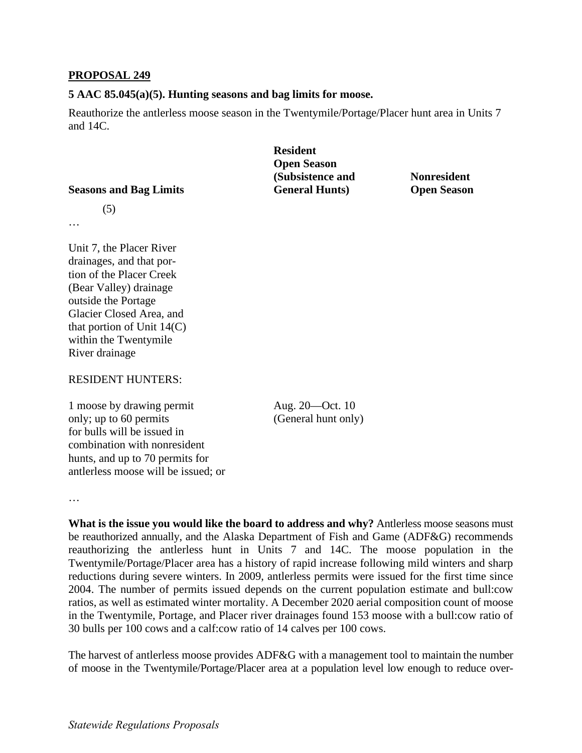**PROPOSAL 249**

**5 AAC 85.045(a)(5). Hunting seasons and bag limits for moose.**

Reauthorize the antlerless moose season in the Twentymile/Portage/Placer hunt area in Units 7 and 14C.

| **Seasons and Bag Limits** | **Resident Open Season (Subsistence and General Hunts)** | **Nonresident Open Season** |
|---|---|---|
| (5) | | |
| … | | |
| Unit 7, the Placer River drainages, and that portion of the Placer Creek (Bear Valley) drainage outside the Portage Glacier Closed Area, and that portion of Unit 14(C) within the Twentymile River drainage | | |
| RESIDENT HUNTERS: | | |
| 1 moose by drawing permit only; up to 60 permits for bulls will be issued in combination with nonresident hunts, and up to 70 permits for antlerless moose will be issued; or | Aug. 20—Oct. 10 (General hunt only) | |
| … | | |

**What is the issue you would like the board to address and why?** Antlerless moose seasons must be reauthorized annually, and the Alaska Department of Fish and Game (ADF&G) recommends reauthorizing the antlerless hunt in Units 7 and 14C. The moose population in the Twentymile/Portage/Placer area has a history of rapid increase following mild winters and sharp reductions during severe winters. In 2009, antlerless permits were issued for the first time since 2004. The number of permits issued depends on the current population estimate and bull:cow ratios, as well as estimated winter mortality. A December 2020 aerial composition count of moose in the Twentymile, Portage, and Placer river drainages found 153 moose with a bull:cow ratio of 30 bulls per 100 cows and a calf:cow ratio of 14 calves per 100 cows.

The harvest of antlerless moose provides ADF&G with a management tool to maintain the number of moose in the Twentymile/Portage/Placer area at a population level low enough to reduce over-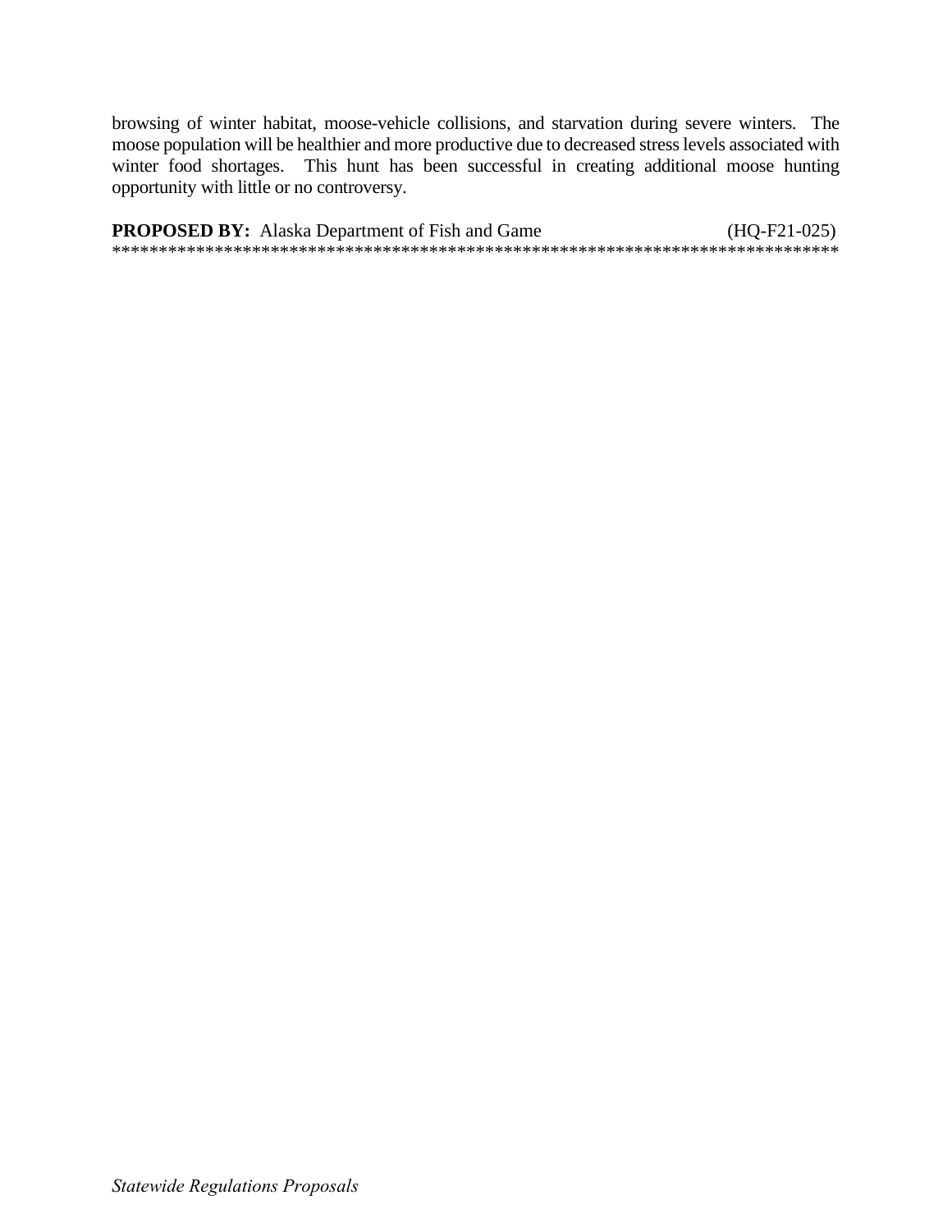browsing of winter habitat, moose-vehicle collisions, and starvation during severe winters. The moose population will be healthier and more productive due to decreased stress levels associated with winter food shortages. This hunt has been successful in creating additional moose hunting opportunity with little or no controversy.

**PROPOSED BY:** Alaska Department of Fish and Game (HQ-F21-025)

******************************************************************************